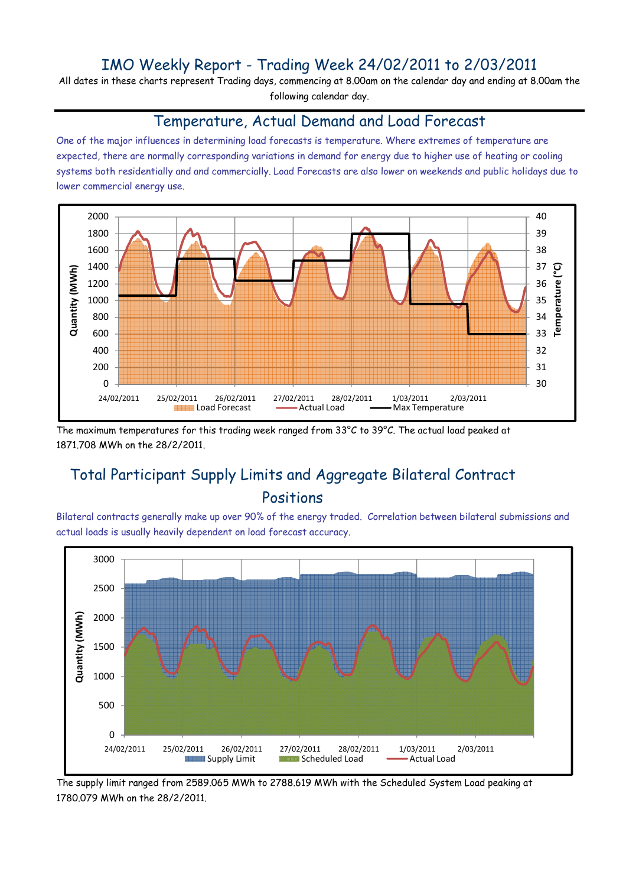# IMO Weekly Report - Trading Week 24/02/2011 to 2/03/2011

All dates in these charts represent Trading days, commencing at 8.00am on the calendar day and ending at 8.00am the following calendar day.

## Temperature, Actual Demand and Load Forecast

One of the major influences in determining load forecasts is temperature. Where extremes of temperature are expected, there are normally corresponding variations in demand for energy due to higher use of heating or cooling systems both residentially and and commercially. Load Forecasts are also lower on weekends and public holidays due to lower commercial energy use.

The maximum temperatures for this trading week ranged from 33°C to 39°C. The actual load peaked at 1871.708 MWh on the 28/2/2011.

## Total Participant Supply Limits and Aggregate Bilateral Contract Positions

Bilateral contracts generally make up over 90% of the energy traded. Correlation between bilateral submissions and actual loads is usually heavily dependent on load forecast accuracy.

The supply limit ranged from 2589.065 MWh to 2788.619 MWh with the Scheduled System Load peaking at 1780.079 MWh on the 28/2/2011.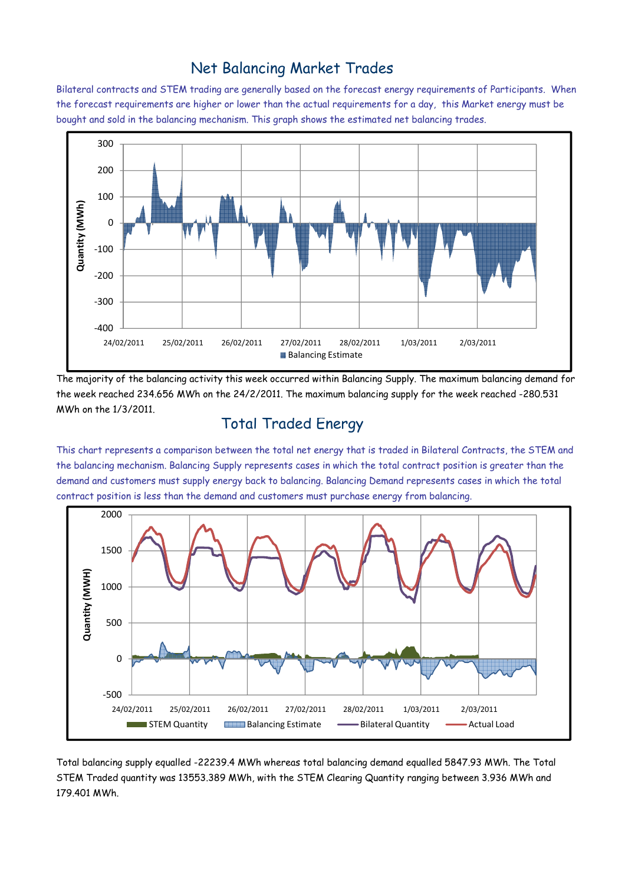## Net Balancing Market Trades

Bilateral contracts and STEM trading are generally based on the forecast energy requirements of Participants. When the forecast requirements are higher or lower than the actual requirements for a day, this Market energy must be bought and sold in the balancing mechanism. This graph shows the estimated net balancing trades.

The majority of the balancing activity this week occurred within Balancing Supply. The maximum balancing demand for the week reached 234.656 MWh on the 24/2/2011. The maximum balancing supply for the week reached -280.531 MWh on the 1/3/2011.

## Total Traded Energy

This chart represents a comparison between the total net energy that is traded in Bilateral Contracts, the STEM and the balancing mechanism. Balancing Supply represents cases in which the total contract position is greater than the demand and customers must supply energy back to balancing. Balancing Demand represents cases in which the total contract position is less than the demand and customers must purchase energy from balancing.

Total balancing supply equalled -22239.4 MWh whereas total balancing demand equalled 5847.93 MWh. The Total STEM Traded quantity was 13553.389 MWh, with the STEM Clearing Quantity ranging between 3.936 MWh and 179.401 MWh.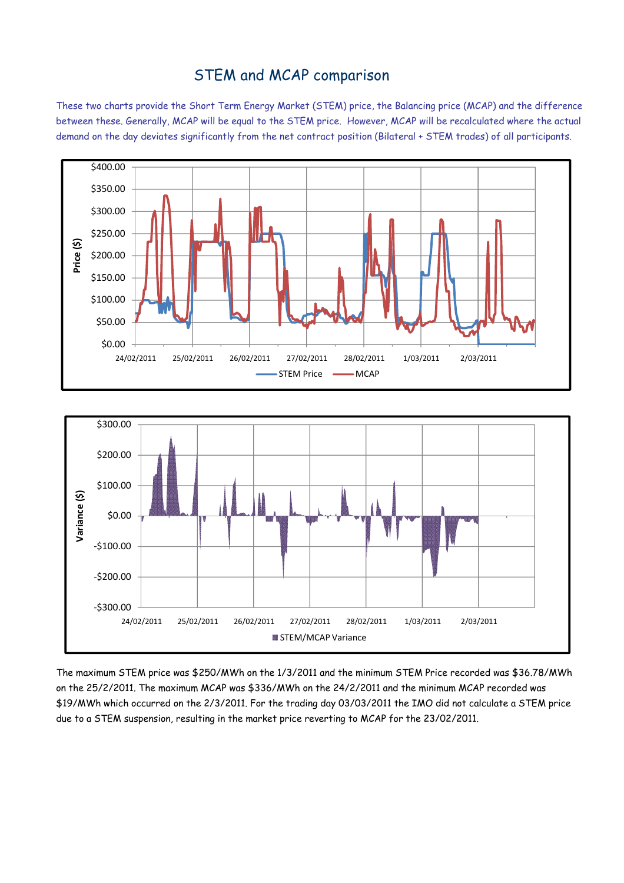# STEM and MCAP comparison

These two charts provide the Short Term Energy Market (STEM) price, the Balancing price (MCAP) and the difference between these. Generally, MCAP will be equal to the STEM price. However, MCAP will be recalculated where the actual demand on the day deviates significantly from the net contract position (Bilateral + STEM trades) of all participants.

Price ($)

$400.00
$350.00
$300.00
$250.00
$200.00
$150.00
$100.00
$50.00
$0.00

24/02/2011 25/02/2011 26/02/2011 27/02/2011 28/02/2011 1/03/2011 2/03/2011

STEM Price MCAP

Variance ($)

$300.00
$200.00
$100.00
$0.00
-$100.00
-$200.00
-$300.00

24/02/2011 25/02/2011 26/02/2011 27/02/2011 28/02/2011 1/03/2011 2/03/2011

STEM/MCAP Variance

The maximum STEM price was $250/MWh on the 1/3/2011 and the minimum STEM Price recorded was $36.78/MWh on the 25/2/2011. The maximum MCAP was $336/MWh on the 24/2/2011 and the minimum MCAP recorded was $19/MWh which occurred on the 2/3/2011. For the trading day 03/03/2011 the IMO did not calculate a STEM price due to a STEM suspension, resulting in the market price reverting to MCAP for the 23/02/2011.